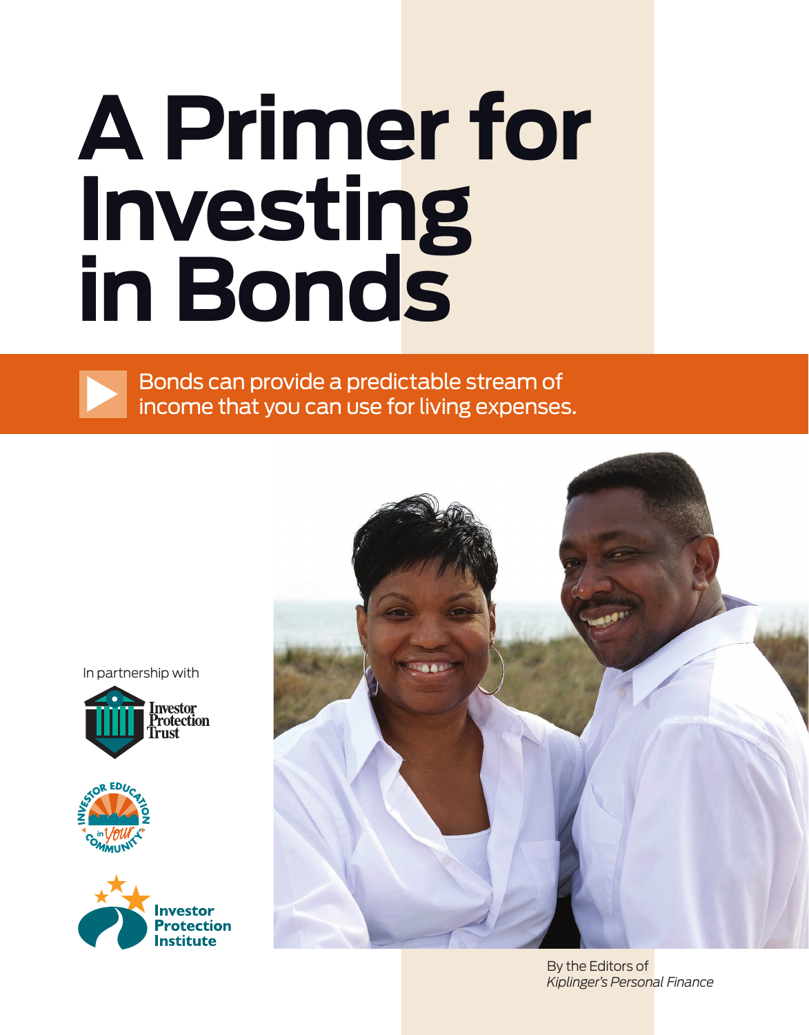# A Primer for Investing in Bonds

Bonds can provide a predictable stream of income that you can use for living expenses.

In partnership with

Investor Protection Trust

Investor Education in Your Community

Investor Protection Institute

By the Editors of *Kiplinger's Personal Finance*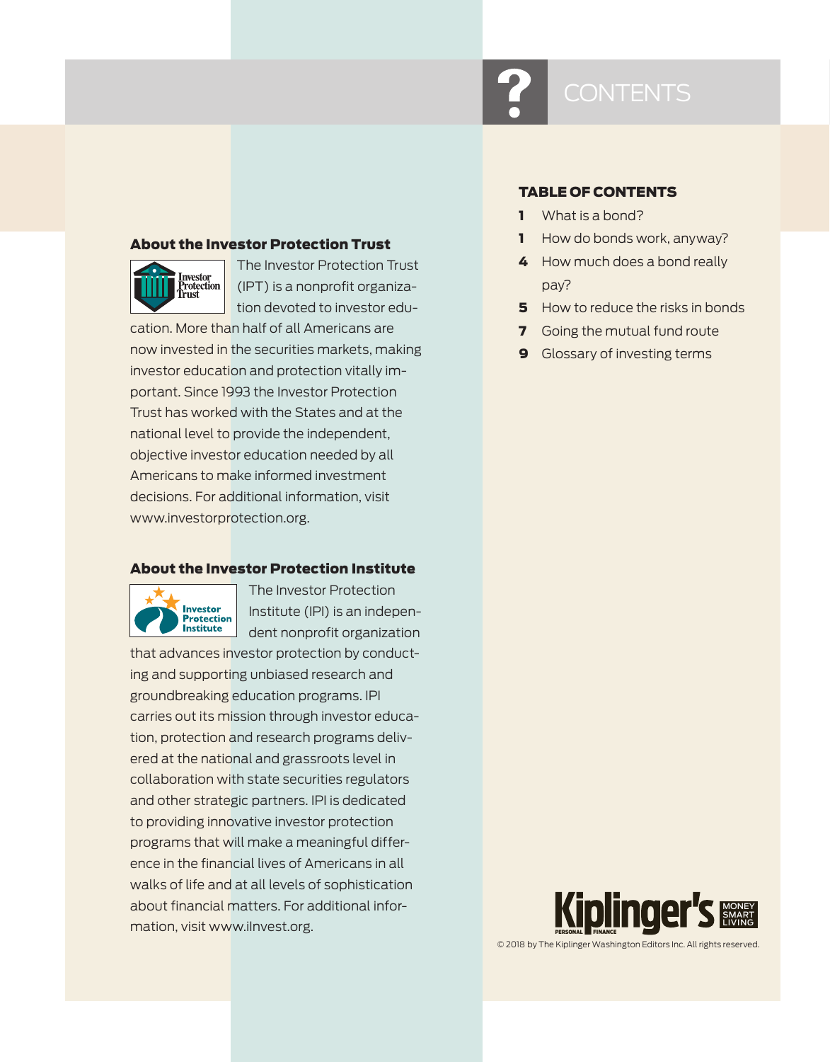# CONTENTS

## TABLE OF CONTENTS

- **1** What is a bond?
- **1** How do bonds work, anyway?
- **4** How much does a bond really pay?
- **5** How to reduce the risks in bonds
- **7** Going the mutual fund route
- **9** Glossary of investing terms

## About the Investor Protection Trust

The Investor Protection Trust (IPT) is a nonprofit organization devoted to investor education. More than half of all Americans are now invested in the securities markets, making investor education and protection vitally important. Since 1993 the Investor Protection Trust has worked with the States and at the national level to provide the independent, objective investor education needed by all Americans to make informed investment decisions. For additional information, visit www.investorprotection.org.

## About the Investor Protection Institute

The Investor Protection Institute (IPI) is an independent nonprofit organization that advances investor protection by conducting and supporting unbiased research and groundbreaking education programs. IPI carries out its mission through investor education, protection and research programs delivered at the national and grassroots level in collaboration with state securities regulators and other strategic partners. IPI is dedicated to providing innovative investor protection programs that will make a meaningful difference in the financial lives of Americans in all walks of life and at all levels of sophistication about financial matters. For additional information, visit www.iInvest.org.

Kiplinger's Personal Finance — Money Smart Living

© 2018 by The Kiplinger Washington Editors Inc. All rights reserved.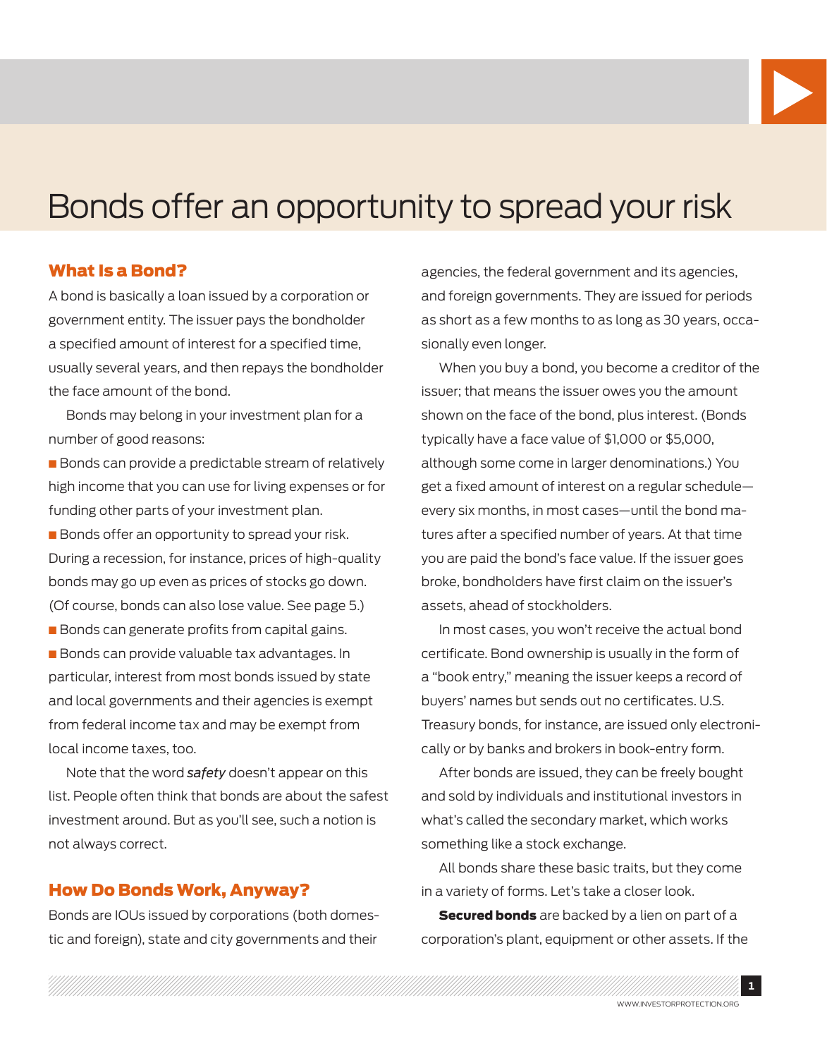# Bonds offer an opportunity to spread your risk

## What Is a Bond?

A bond is basically a loan issued by a corporation or government entity. The issuer pays the bondholder a specified amount of interest for a specified time, usually several years, and then repays the bondholder the face amount of the bond.

Bonds may belong in your investment plan for a number of good reasons:

- Bonds can provide a predictable stream of relatively high income that you can use for living expenses or for funding other parts of your investment plan.
- Bonds offer an opportunity to spread your risk. During a recession, for instance, prices of high-quality bonds may go up even as prices of stocks go down. (Of course, bonds can also lose value. See page 5.)
- Bonds can generate profits from capital gains.
- Bonds can provide valuable tax advantages. In particular, interest from most bonds issued by state and local governments and their agencies is exempt from federal income tax and may be exempt from local income taxes, too.

Note that the word *safety* doesn't appear on this list. People often think that bonds are about the safest investment around. But as you'll see, such a notion is not always correct.

## How Do Bonds Work, Anyway?

Bonds are IOUs issued by corporations (both domestic and foreign), state and city governments and their agencies, the federal government and its agencies, and foreign governments. They are issued for periods as short as a few months to as long as 30 years, occasionally even longer.

When you buy a bond, you become a creditor of the issuer; that means the issuer owes you the amount shown on the face of the bond, plus interest. (Bonds typically have a face value of $1,000 or $5,000, although some come in larger denominations.) You get a fixed amount of interest on a regular schedule—every six months, in most cases—until the bond matures after a specified number of years. At that time you are paid the bond's face value. If the issuer goes broke, bondholders have first claim on the issuer's assets, ahead of stockholders.

In most cases, you won't receive the actual bond certificate. Bond ownership is usually in the form of a "book entry," meaning the issuer keeps a record of buyers' names but sends out no certificates. U.S. Treasury bonds, for instance, are issued only electronically or by banks and brokers in book-entry form.

After bonds are issued, they can be freely bought and sold by individuals and institutional investors in what's called the secondary market, which works something like a stock exchange.

All bonds share these basic traits, but they come in a variety of forms. Let's take a closer look.

**Secured bonds** are backed by a lien on part of a corporation's plant, equipment or other assets. If the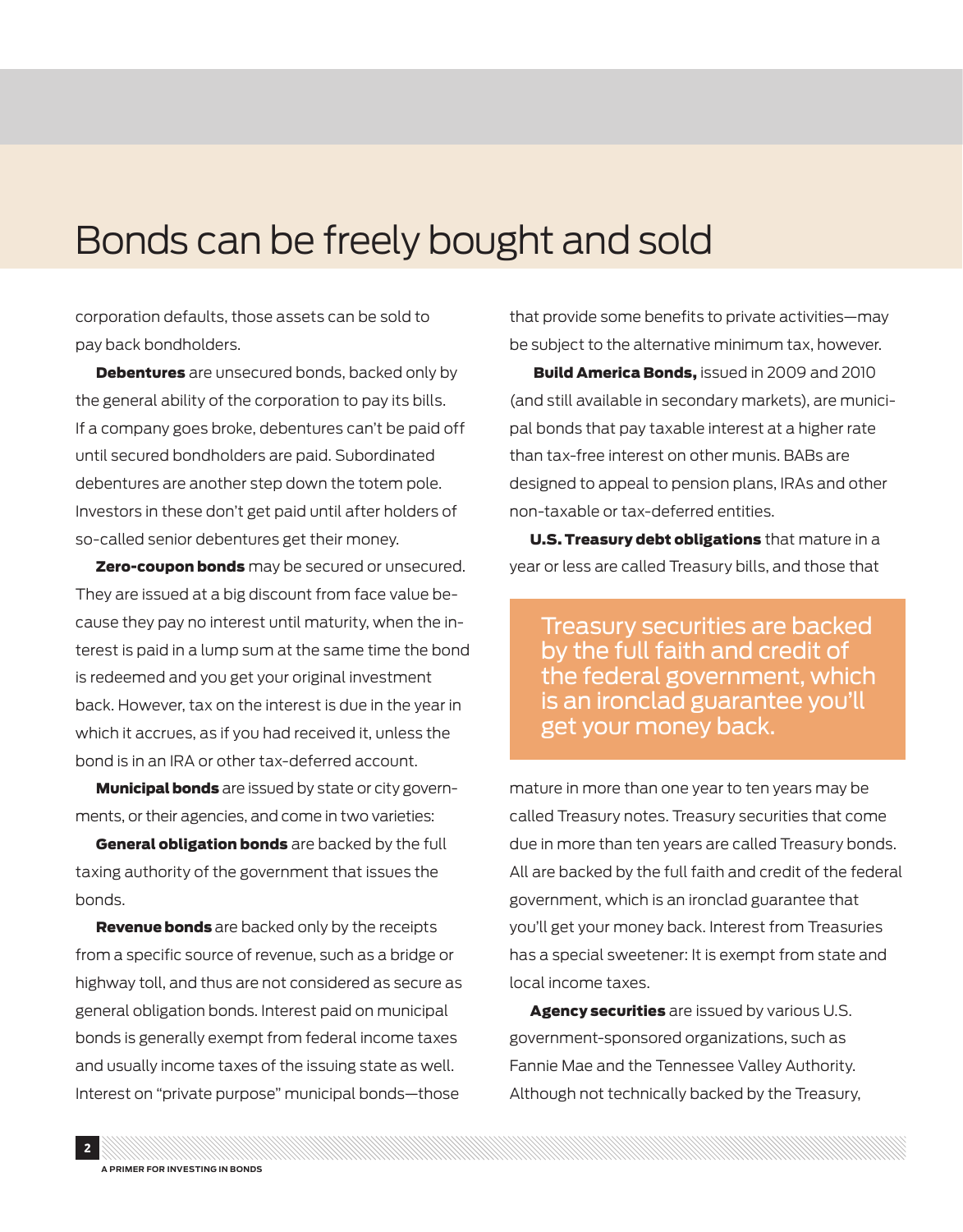# Bonds can be freely bought and sold

corporation defaults, those assets can be sold to pay back bondholders.

**Debentures** are unsecured bonds, backed only by the general ability of the corporation to pay its bills. If a company goes broke, debentures can't be paid off until secured bondholders are paid. Subordinated debentures are another step down the totem pole. Investors in these don't get paid until after holders of so-called senior debentures get their money.

**Zero-coupon bonds** may be secured or unsecured. They are issued at a big discount from face value because they pay no interest until maturity, when the interest is paid in a lump sum at the same time the bond is redeemed and you get your original investment back. However, tax on the interest is due in the year in which it accrues, as if you had received it, unless the bond is in an IRA or other tax-deferred account.

**Municipal bonds** are issued by state or city governments, or their agencies, and come in two varieties:

**General obligation bonds** are backed by the full taxing authority of the government that issues the bonds.

**Revenue bonds** are backed only by the receipts from a specific source of revenue, such as a bridge or highway toll, and thus are not considered as secure as general obligation bonds. Interest paid on municipal bonds is generally exempt from federal income taxes and usually income taxes of the issuing state as well. Interest on "private purpose" municipal bonds—those that provide some benefits to private activities—may be subject to the alternative minimum tax, however.

**Build America Bonds,** issued in 2009 and 2010 (and still available in secondary markets), are municipal bonds that pay taxable interest at a higher rate than tax-free interest on other munis. BABs are designed to appeal to pension plans, IRAs and other non-taxable or tax-deferred entities.

**U.S. Treasury debt obligations** that mature in a year or less are called Treasury bills, and those that mature in more than one year to ten years may be called Treasury notes. Treasury securities that come due in more than ten years are called Treasury bonds. All are backed by the full faith and credit of the federal government, which is an ironclad guarantee that you'll get your money back. Interest from Treasuries has a special sweetener: It is exempt from state and local income taxes.

> Treasury securities are backed by the full faith and credit of the federal government, which is an ironclad guarantee you'll get your money back.

**Agency securities** are issued by various U.S. government-sponsored organizations, such as Fannie Mae and the Tennessee Valley Authority. Although not technically backed by the Treasury,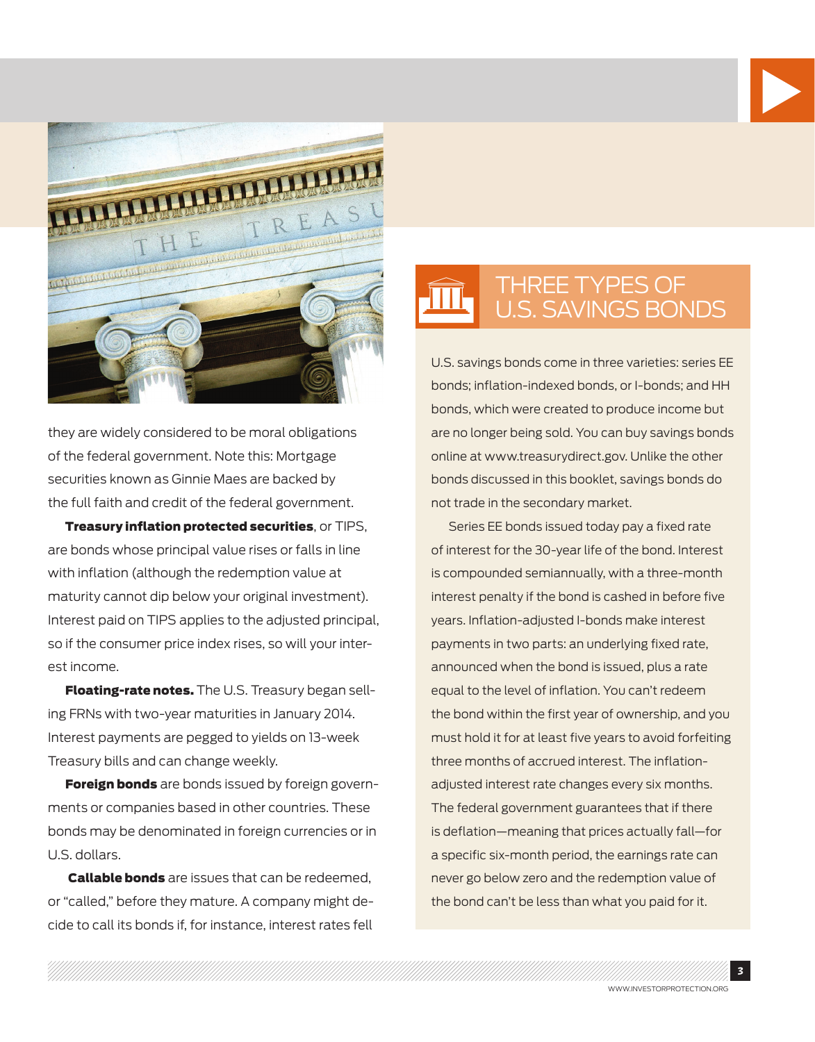they are widely considered to be moral obligations of the federal government. Note this: Mortgage securities known as Ginnie Maes are backed by the full faith and credit of the federal government.

**Treasury inflation protected securities**, or TIPS, are bonds whose principal value rises or falls in line with inflation (although the redemption value at maturity cannot dip below your original investment). Interest paid on TIPS applies to the adjusted principal, so if the consumer price index rises, so will your interest income.

**Floating-rate notes.** The U.S. Treasury began selling FRNs with two-year maturities in January 2014. Interest payments are pegged to yields on 13-week Treasury bills and can change weekly.

**Foreign bonds** are bonds issued by foreign governments or companies based in other countries. These bonds may be denominated in foreign currencies or in U.S. dollars.

**Callable bonds** are issues that can be redeemed, or "called," before they mature. A company might decide to call its bonds if, for instance, interest rates fell

## THREE TYPES OF U.S. SAVINGS BONDS

U.S. savings bonds come in three varieties: series EE bonds; inflation-indexed bonds, or I-bonds; and HH bonds, which were created to produce income but are no longer being sold. You can buy savings bonds online at www.treasurydirect.gov. Unlike the other bonds discussed in this booklet, savings bonds do not trade in the secondary market.

Series EE bonds issued today pay a fixed rate of interest for the 30-year life of the bond. Interest is compounded semiannually, with a three-month interest penalty if the bond is cashed in before five years. Inflation-adjusted I-bonds make interest payments in two parts: an underlying fixed rate, announced when the bond is issued, plus a rate equal to the level of inflation. You can't redeem the bond within the first year of ownership, and you must hold it for at least five years to avoid forfeiting three months of accrued interest. The inflation-adjusted interest rate changes every six months. The federal government guarantees that if there is deflation—meaning that prices actually fall—for a specific six-month period, the earnings rate can never go below zero and the redemption value of the bond can't be less than what you paid for it.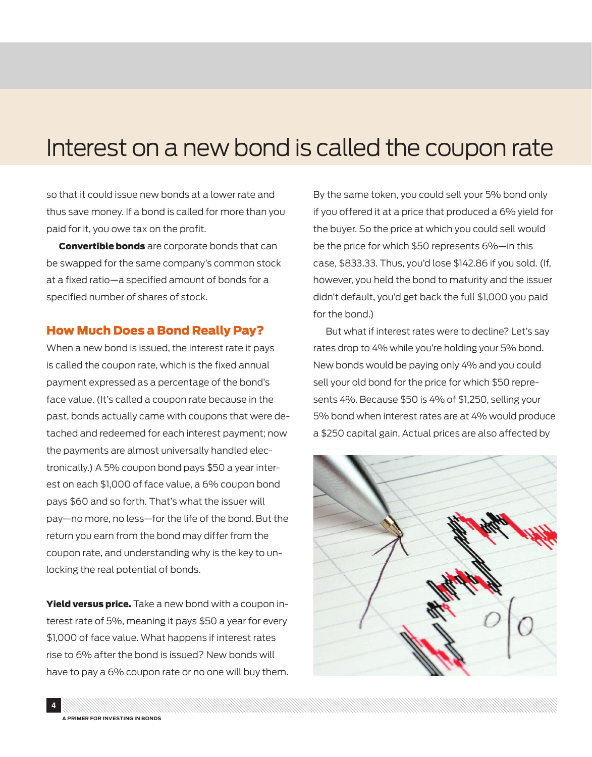# Interest on a new bond is called the coupon rate

so that it could issue new bonds at a lower rate and thus save money. If a bond is called for more than you paid for it, you owe tax on the profit.

**Convertible bonds** are corporate bonds that can be swapped for the same company's common stock at a fixed ratio—a specified amount of bonds for a specified number of shares of stock.

## How Much Does a Bond Really Pay?

When a new bond is issued, the interest rate it pays is called the coupon rate, which is the fixed annual payment expressed as a percentage of the bond's face value. (It's called a coupon rate because in the past, bonds actually came with coupons that were detached and redeemed for each interest payment; now the payments are almost universally handled electronically.) A 5% coupon bond pays $50 a year interest on each $1,000 of face value, a 6% coupon bond pays $60 and so forth. That's what the issuer will pay—no more, no less—for the life of the bond. But the return you earn from the bond may differ from the coupon rate, and understanding why is the key to unlocking the real potential of bonds.

**Yield versus price.** Take a new bond with a coupon interest rate of 5%, meaning it pays $50 a year for every $1,000 of face value. What happens if interest rates rise to 6% after the bond is issued? New bonds will have to pay a 6% coupon rate or no one will buy them. By the same token, you could sell your 5% bond only if you offered it at a price that produced a 6% yield for the buyer. So the price at which you could sell would be the price for which $50 represents 6%—in this case, $833.33. Thus, you'd lose $142.86 if you sold. (If, however, you held the bond to maturity and the issuer didn't default, you'd get back the full $1,000 you paid for the bond.)

But what if interest rates were to decline? Let's say rates drop to 4% while you're holding your 5% bond. New bonds would be paying only 4% and you could sell your old bond for the price for which $50 represents 4%. Because $50 is 4% of $1,250, selling your 5% bond when interest rates are at 4% would produce a $250 capital gain. Actual prices are also affected by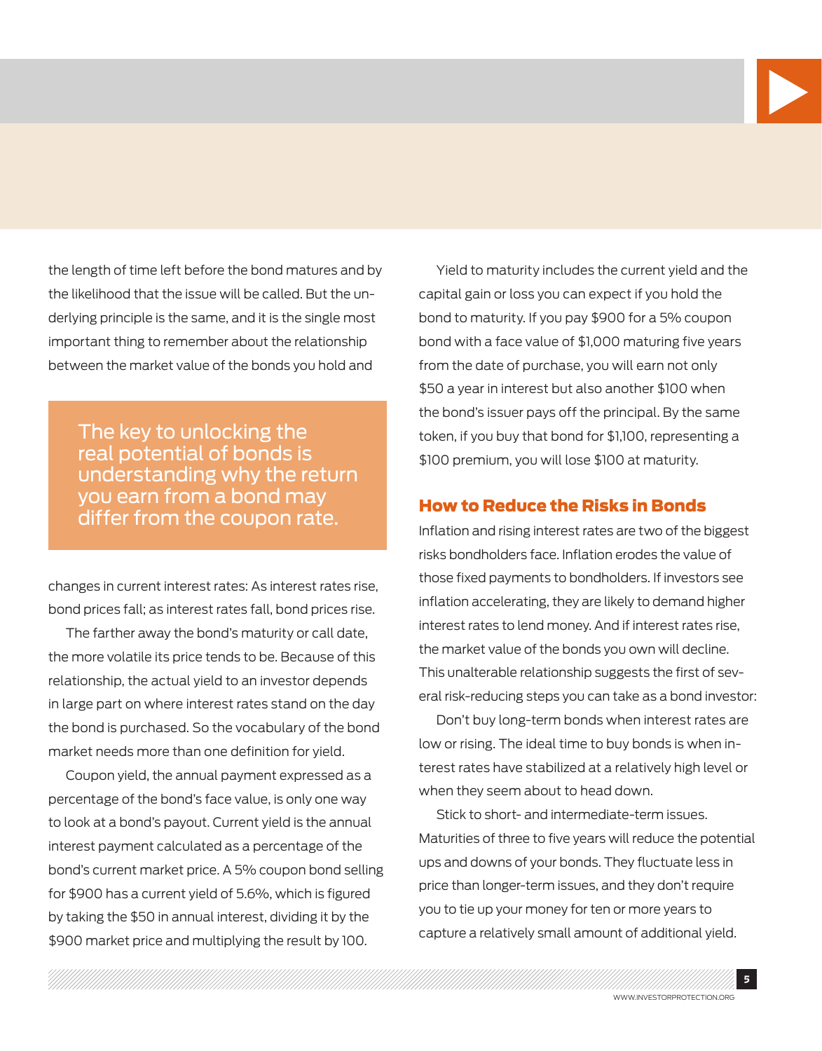the length of time left before the bond matures and by the likelihood that the issue will be called. But the underlying principle is the same, and it is the single most important thing to remember about the relationship between the market value of the bonds you hold and changes in current interest rates: As interest rates rise, bond prices fall; as interest rates fall, bond prices rise.

> The key to unlocking the real potential of bonds is understanding why the return you earn from a bond may differ from the coupon rate.

The farther away the bond's maturity or call date, the more volatile its price tends to be. Because of this relationship, the actual yield to an investor depends in large part on where interest rates stand on the day the bond is purchased. So the vocabulary of the bond market needs more than one definition for yield.

Coupon yield, the annual payment expressed as a percentage of the bond's face value, is only one way to look at a bond's payout. Current yield is the annual interest payment calculated as a percentage of the bond's current market price. A 5% coupon bond selling for $900 has a current yield of 5.6%, which is figured by taking the $50 in annual interest, dividing it by the $900 market price and multiplying the result by 100.

Yield to maturity includes the current yield and the capital gain or loss you can expect if you hold the bond to maturity. If you pay $900 for a 5% coupon bond with a face value of $1,000 maturing five years from the date of purchase, you will earn not only $50 a year in interest but also another $100 when the bond's issuer pays off the principal. By the same token, if you buy that bond for $1,100, representing a $100 premium, you will lose $100 at maturity.

## How to Reduce the Risks in Bonds

Inflation and rising interest rates are two of the biggest risks bondholders face. Inflation erodes the value of those fixed payments to bondholders. If investors see inflation accelerating, they are likely to demand higher interest rates to lend money. And if interest rates rise, the market value of the bonds you own will decline. This unalterable relationship suggests the first of several risk-reducing steps you can take as a bond investor:

Don't buy long-term bonds when interest rates are low or rising. The ideal time to buy bonds is when interest rates have stabilized at a relatively high level or when they seem about to head down.

Stick to short- and intermediate-term issues. Maturities of three to five years will reduce the potential ups and downs of your bonds. They fluctuate less in price than longer-term issues, and they don't require you to tie up your money for ten or more years to capture a relatively small amount of additional yield.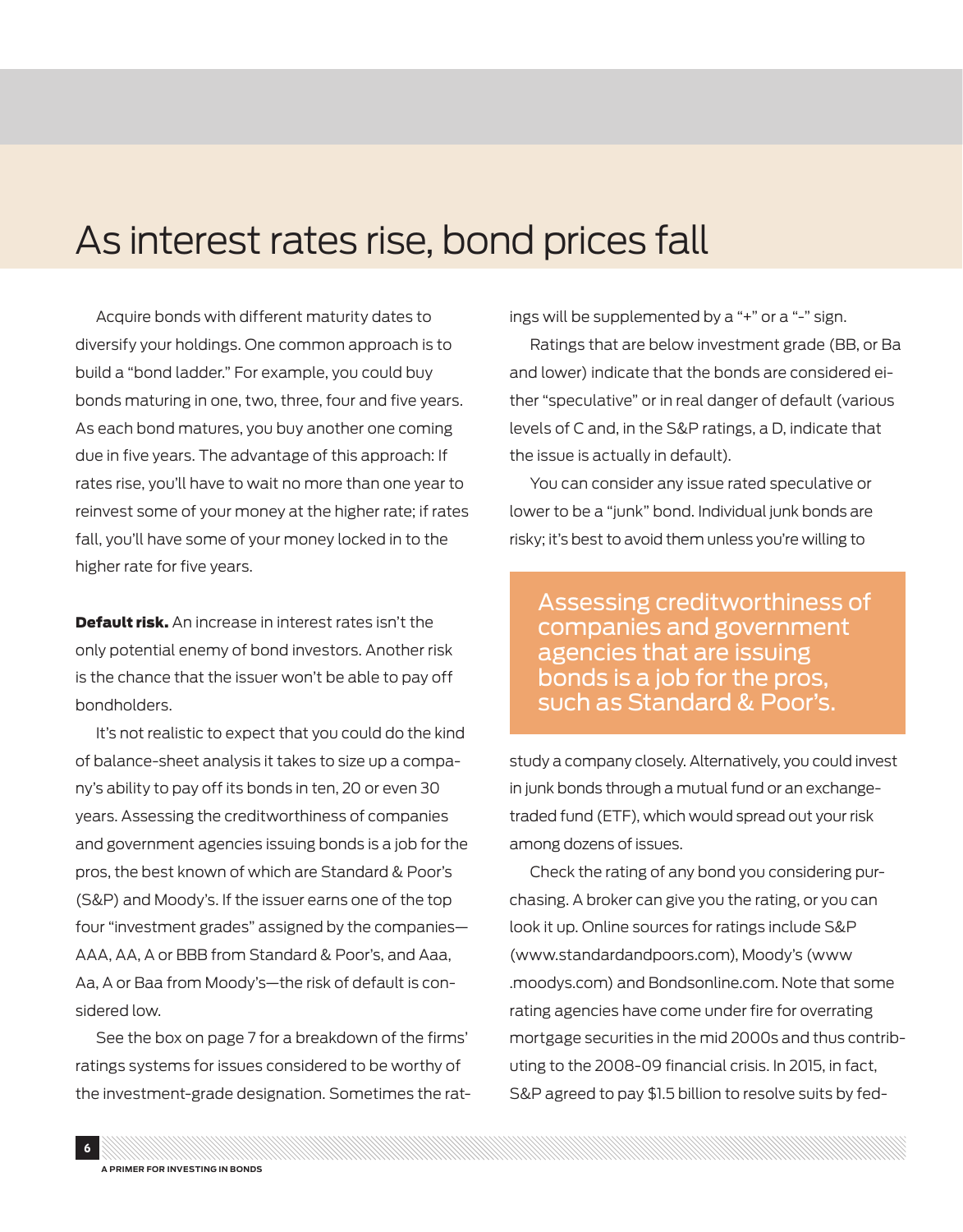# As interest rates rise, bond prices fall

Acquire bonds with different maturity dates to diversify your holdings. One common approach is to build a "bond ladder." For example, you could buy bonds maturing in one, two, three, four and five years. As each bond matures, you buy another one coming due in five years. The advantage of this approach: If rates rise, you'll have to wait no more than one year to reinvest some of your money at the higher rate; if rates fall, you'll have some of your money locked in to the higher rate for five years.

**Default risk.** An increase in interest rates isn't the only potential enemy of bond investors. Another risk is the chance that the issuer won't be able to pay off bondholders.

It's not realistic to expect that you could do the kind of balance-sheet analysis it takes to size up a company's ability to pay off its bonds in ten, 20 or even 30 years. Assessing the creditworthiness of companies and government agencies issuing bonds is a job for the pros, the best known of which are Standard & Poor's (S&P) and Moody's. If the issuer earns one of the top four "investment grades" assigned by the companies—AAA, AA, A or BBB from Standard & Poor's, and Aaa, Aa, A or Baa from Moody's—the risk of default is considered low.

See the box on page 7 for a breakdown of the firms' ratings systems for issues considered to be worthy of the investment-grade designation. Sometimes the ratings will be supplemented by a "+" or a "-" sign.

Ratings that are below investment grade (BB, or Ba and lower) indicate that the bonds are considered either "speculative" or in real danger of default (various levels of C and, in the S&P ratings, a D, indicate that the issue is actually in default).

You can consider any issue rated speculative or lower to be a "junk" bond. Individual junk bonds are risky; it's best to avoid them unless you're willing to study a company closely. Alternatively, you could invest in junk bonds through a mutual fund or an exchange-traded fund (ETF), which would spread out your risk among dozens of issues.

> Assessing creditworthiness of companies and government agencies that are issuing bonds is a job for the pros, such as Standard & Poor's.

Check the rating of any bond you considering purchasing. A broker can give you the rating, or you can look it up. Online sources for ratings include S&P (www.standardandpoors.com), Moody's (www.moodys.com) and Bondsonline.com. Note that some rating agencies have come under fire for overrating mortgage securities in the mid 2000s and thus contributing to the 2008-09 financial crisis. In 2015, in fact, S&P agreed to pay $1.5 billion to resolve suits by fed-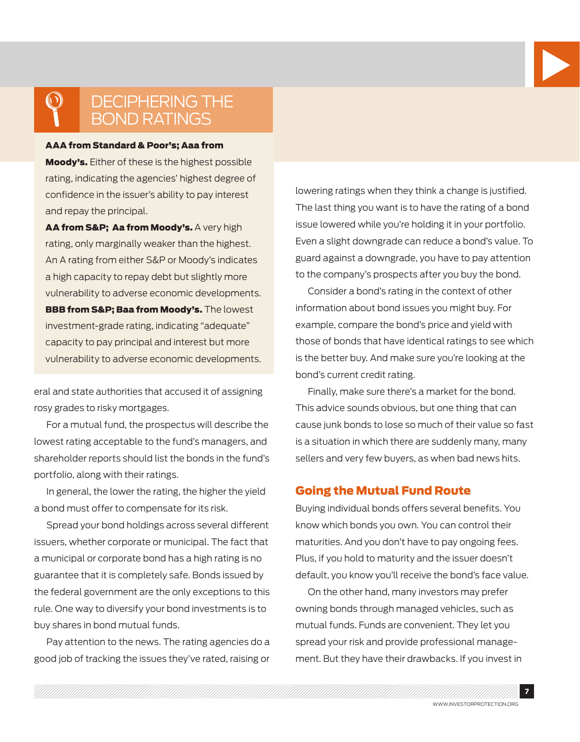## DECIPHERING THE BOND RATINGS

**AAA from Standard & Poor's; Aaa from Moody's.** Either of these is the highest possible rating, indicating the agencies' highest degree of confidence in the issuer's ability to pay interest and repay the principal.

**AA from S&P; Aa from Moody's.** A very high rating, only marginally weaker than the highest. An A rating from either S&P or Moody's indicates a high capacity to repay debt but slightly more vulnerability to adverse economic developments.

**BBB from S&P; Baa from Moody's.** The lowest investment-grade rating, indicating "adequate" capacity to pay principal and interest but more vulnerability to adverse economic developments.

eral and state authorities that accused it of assigning rosy grades to risky mortgages.

For a mutual fund, the prospectus will describe the lowest rating acceptable to the fund's managers, and shareholder reports should list the bonds in the fund's portfolio, along with their ratings.

In general, the lower the rating, the higher the yield a bond must offer to compensate for its risk.

Spread your bond holdings across several different issuers, whether corporate or municipal. The fact that a municipal or corporate bond has a high rating is no guarantee that it is completely safe. Bonds issued by the federal government are the only exceptions to this rule. One way to diversify your bond investments is to buy shares in bond mutual funds.

Pay attention to the news. The rating agencies do a good job of tracking the issues they've rated, raising or lowering ratings when they think a change is justified. The last thing you want is to have the rating of a bond issue lowered while you're holding it in your portfolio. Even a slight downgrade can reduce a bond's value. To guard against a downgrade, you have to pay attention to the company's prospects after you buy the bond.

Consider a bond's rating in the context of other information about bond issues you might buy. For example, compare the bond's price and yield with those of bonds that have identical ratings to see which is the better buy. And make sure you're looking at the bond's current credit rating.

Finally, make sure there's a market for the bond. This advice sounds obvious, but one thing that can cause junk bonds to lose so much of their value so fast is a situation in which there are suddenly many, many sellers and very few buyers, as when bad news hits.

### Going the Mutual Fund Route

Buying individual bonds offers several benefits. You know which bonds you own. You can control their maturities. And you don't have to pay ongoing fees. Plus, if you hold to maturity and the issuer doesn't default, you know you'll receive the bond's face value.

On the other hand, many investors may prefer owning bonds through managed vehicles, such as mutual funds. Funds are convenient. They let you spread your risk and provide professional management. But they have their drawbacks. If you invest in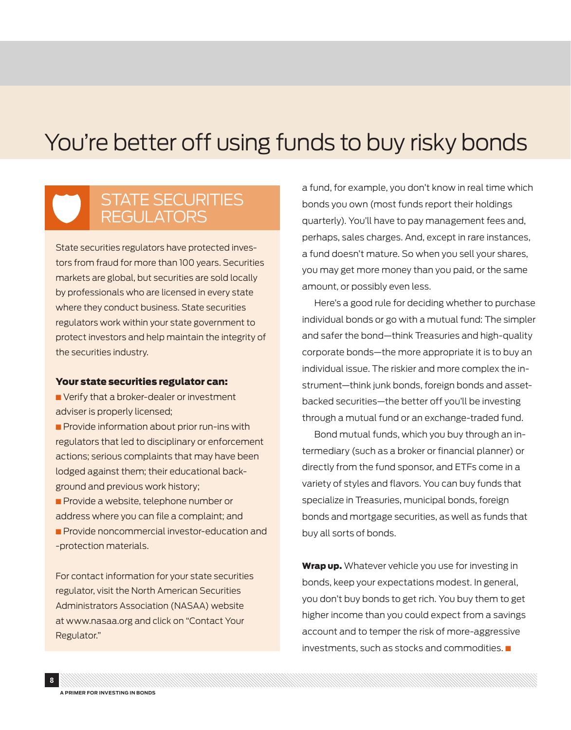# You're better off using funds to buy risky bonds

## STATE SECURITIES REGULATORS

State securities regulators have protected investors from fraud for more than 100 years. Securities markets are global, but securities are sold locally by professionals who are licensed in every state where they conduct business. State securities regulators work within your state government to protect investors and help maintain the integrity of the securities industry.

**Your state securities regulator can:**

- Verify that a broker-dealer or investment adviser is properly licensed;
- Provide information about prior run-ins with regulators that led to disciplinary or enforcement actions; serious complaints that may have been lodged against them; their educational background and previous work history;
- Provide a website, telephone number or address where you can file a complaint; and
- Provide noncommercial investor-education and -protection materials.

For contact information for your state securities regulator, visit the North American Securities Administrators Association (NASAA) website at www.nasaa.org and click on "Contact Your Regulator."

a fund, for example, you don't know in real time which bonds you own (most funds report their holdings quarterly). You'll have to pay management fees and, perhaps, sales charges. And, except in rare instances, a fund doesn't mature. So when you sell your shares, you may get more money than you paid, or the same amount, or possibly even less.

Here's a good rule for deciding whether to purchase individual bonds or go with a mutual fund: The simpler and safer the bond—think Treasuries and high-quality corporate bonds—the more appropriate it is to buy an individual issue. The riskier and more complex the instrument—think junk bonds, foreign bonds and asset-backed securities—the better off you'll be investing through a mutual fund or an exchange-traded fund.

Bond mutual funds, which you buy through an intermediary (such as a broker or financial planner) or directly from the fund sponsor, and ETFs come in a variety of styles and flavors. You can buy funds that specialize in Treasuries, municipal bonds, foreign bonds and mortgage securities, as well as funds that buy all sorts of bonds.

**Wrap up.** Whatever vehicle you use for investing in bonds, keep your expectations modest. In general, you don't buy bonds to get rich. You buy them to get higher income than you could expect from a savings account and to temper the risk of more-aggressive investments, such as stocks and commodities.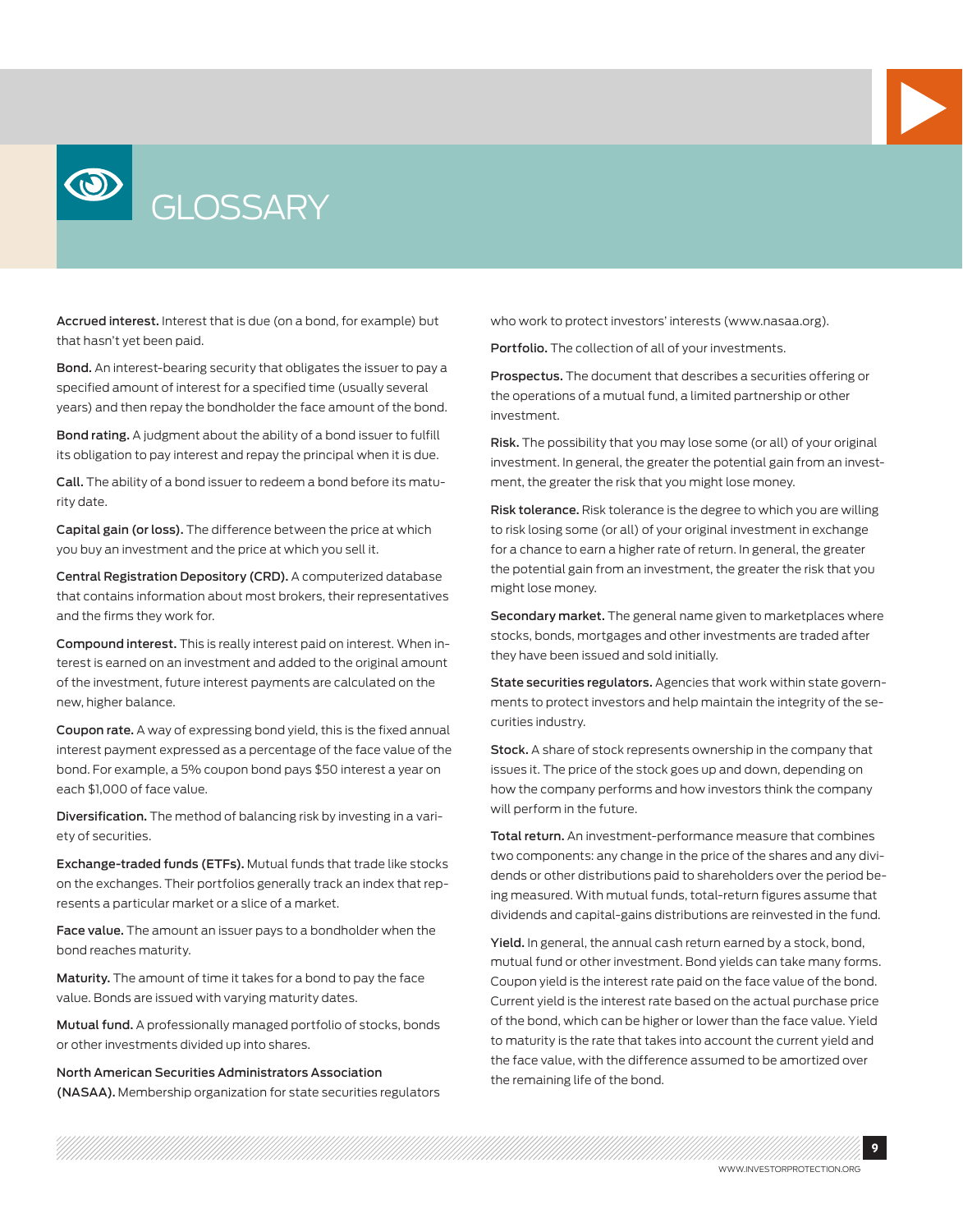# GLOSSARY

**Accrued interest.** Interest that is due (on a bond, for example) but that hasn't yet been paid.

**Bond.** An interest-bearing security that obligates the issuer to pay a specified amount of interest for a specified time (usually several years) and then repay the bondholder the face amount of the bond.

**Bond rating.** A judgment about the ability of a bond issuer to fulfill its obligation to pay interest and repay the principal when it is due.

**Call.** The ability of a bond issuer to redeem a bond before its maturity date.

**Capital gain (or loss).** The difference between the price at which you buy an investment and the price at which you sell it.

**Central Registration Depository (CRD).** A computerized database that contains information about most brokers, their representatives and the firms they work for.

**Compound interest.** This is really interest paid on interest. When interest is earned on an investment and added to the original amount of the investment, future interest payments are calculated on the new, higher balance.

**Coupon rate.** A way of expressing bond yield, this is the fixed annual interest payment expressed as a percentage of the face value of the bond. For example, a 5% coupon bond pays $50 interest a year on each $1,000 of face value.

**Diversification.** The method of balancing risk by investing in a variety of securities.

**Exchange-traded funds (ETFs).** Mutual funds that trade like stocks on the exchanges. Their portfolios generally track an index that represents a particular market or a slice of a market.

**Face value.** The amount an issuer pays to a bondholder when the bond reaches maturity.

**Maturity.** The amount of time it takes for a bond to pay the face value. Bonds are issued with varying maturity dates.

**Mutual fund.** A professionally managed portfolio of stocks, bonds or other investments divided up into shares.

**North American Securities Administrators Association (NASAA).** Membership organization for state securities regulators who work to protect investors' interests (www.nasaa.org).

**Portfolio.** The collection of all of your investments.

**Prospectus.** The document that describes a securities offering or the operations of a mutual fund, a limited partnership or other investment.

**Risk.** The possibility that you may lose some (or all) of your original investment. In general, the greater the potential gain from an investment, the greater the risk that you might lose money.

**Risk tolerance.** Risk tolerance is the degree to which you are willing to risk losing some (or all) of your original investment in exchange for a chance to earn a higher rate of return. In general, the greater the potential gain from an investment, the greater the risk that you might lose money.

**Secondary market.** The general name given to marketplaces where stocks, bonds, mortgages and other investments are traded after they have been issued and sold initially.

**State securities regulators.** Agencies that work within state governments to protect investors and help maintain the integrity of the securities industry.

**Stock.** A share of stock represents ownership in the company that issues it. The price of the stock goes up and down, depending on how the company performs and how investors think the company will perform in the future.

**Total return.** An investment-performance measure that combines two components: any change in the price of the shares and any dividends or other distributions paid to shareholders over the period being measured. With mutual funds, total-return figures assume that dividends and capital-gains distributions are reinvested in the fund.

**Yield.** In general, the annual cash return earned by a stock, bond, mutual fund or other investment. Bond yields can take many forms. Coupon yield is the interest rate paid on the face value of the bond. Current yield is the interest rate based on the actual purchase price of the bond, which can be higher or lower than the face value. Yield to maturity is the rate that takes into account the current yield and the face value, with the difference assumed to be amortized over the remaining life of the bond.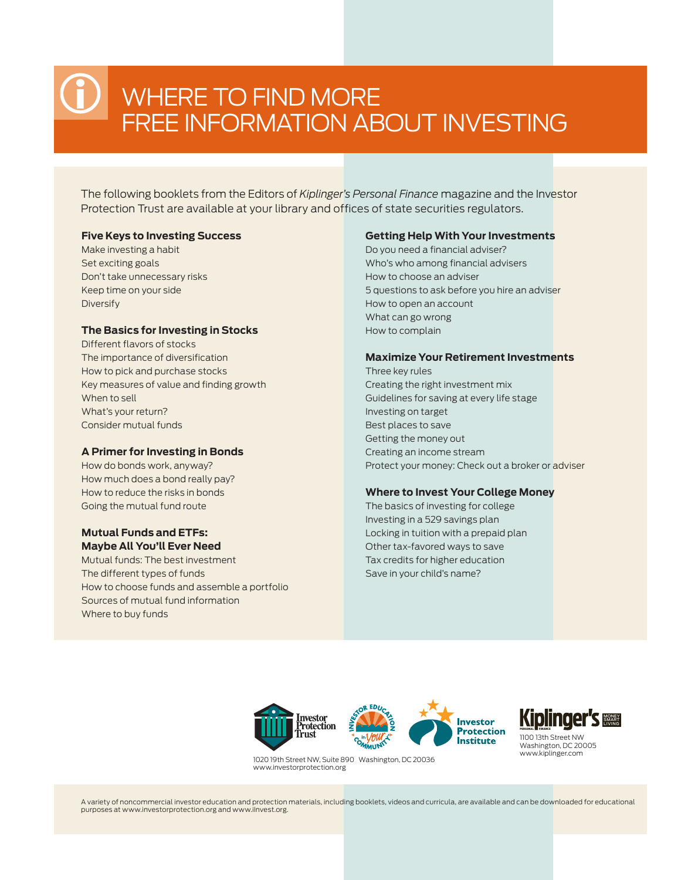# WHERE TO FIND MORE FREE INFORMATION ABOUT INVESTING

The following booklets from the Editors of *Kiplinger's Personal Finance* magazine and the Investor Protection Trust are available at your library and offices of state securities regulators.

**Five Keys to Investing Success**
Make investing a habit
Set exciting goals
Don't take unnecessary risks
Keep time on your side
Diversify

**The Basics for Investing in Stocks**
Different flavors of stocks
The importance of diversification
How to pick and purchase stocks
Key measures of value and finding growth
When to sell
What's your return?
Consider mutual funds

**A Primer for Investing in Bonds**
How do bonds work, anyway?
How much does a bond really pay?
How to reduce the risks in bonds
Going the mutual fund route

**Mutual Funds and ETFs: Maybe All You'll Ever Need**
Mutual funds: The best investment
The different types of funds
How to choose funds and assemble a portfolio
Sources of mutual fund information
Where to buy funds

**Getting Help With Your Investments**
Do you need a financial adviser?
Who's who among financial advisers
How to choose an adviser
5 questions to ask before you hire an adviser
How to open an account
What can go wrong
How to complain

**Maximize Your Retirement Investments**
Three key rules
Creating the right investment mix
Guidelines for saving at every life stage
Investing on target
Best places to save
Getting the money out
Creating an income stream
Protect your money: Check out a broker or adviser

**Where to Invest Your College Money**
The basics of investing for college
Investing in a 529 savings plan
Locking in tuition with a prepaid plan
Other tax-favored ways to save
Tax credits for higher education
Save in your child's name?

Investor Protection Trust
1020 19th Street NW, Suite 890 Washington, DC 20036
www.investorprotection.org

Investor Education in Your Community

Investor Protection Institute

Kiplinger's
1100 13th Street NW
Washington, DC 20005
www.kiplinger.com

A variety of noncommercial investor education and protection materials, including booklets, videos and curricula, are available and can be downloaded for educational purposes at www.investorprotection.org and www.iInvest.org.